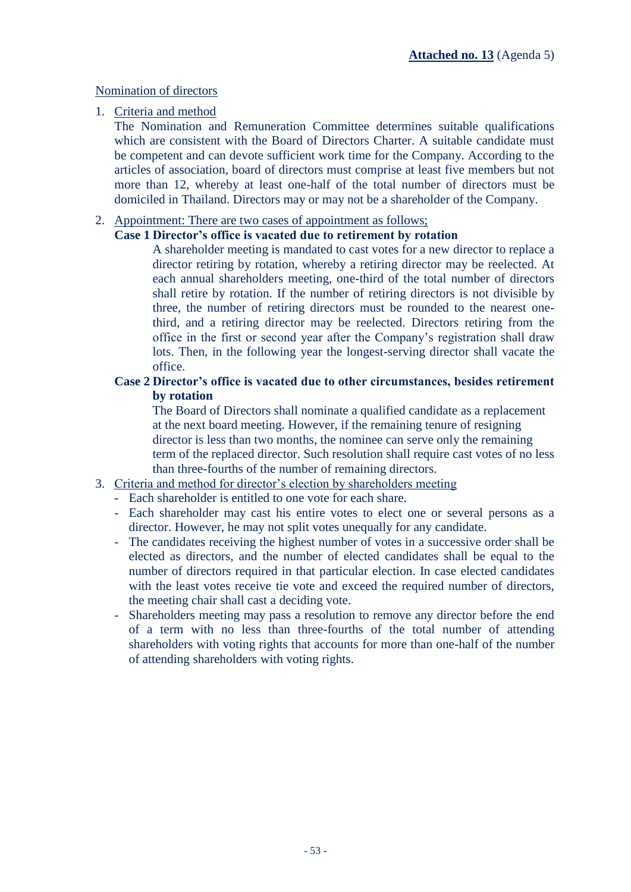**Attached no. 13** (Agenda 5)

Nomination of directors

1. Criteria and method

   The Nomination and Remuneration Committee determines suitable qualifications which are consistent with the Board of Directors Charter. A suitable candidate must be competent and can devote sufficient work time for the Company. According to the articles of association, board of directors must comprise at least five members but not more than 12, whereby at least one-half of the total number of directors must be domiciled in Thailand. Directors may or may not be a shareholder of the Company.

2. Appointment: There are two cases of appointment as follows;

   **Case 1 Director's office is vacated due to retirement by rotation**

   A shareholder meeting is mandated to cast votes for a new director to replace a director retiring by rotation, whereby a retiring director may be reelected. At each annual shareholders meeting, one-third of the total number of directors shall retire by rotation. If the number of retiring directors is not divisible by three, the number of retiring directors must be rounded to the nearest one-third, and a retiring director may be reelected. Directors retiring from the office in the first or second year after the Company's registration shall draw lots. Then, in the following year the longest-serving director shall vacate the office.

   **Case 2 Director's office is vacated due to other circumstances, besides retirement by rotation**

   The Board of Directors shall nominate a qualified candidate as a replacement at the next board meeting. However, if the remaining tenure of resigning director is less than two months, the nominee can serve only the remaining term of the replaced director. Such resolution shall require cast votes of no less than three-fourths of the number of remaining directors.

3. Criteria and method for director's election by shareholders meeting
   - Each shareholder is entitled to one vote for each share.
   - Each shareholder may cast his entire votes to elect one or several persons as a director. However, he may not split votes unequally for any candidate.
   - The candidates receiving the highest number of votes in a successive order shall be elected as directors, and the number of elected candidates shall be equal to the number of directors required in that particular election. In case elected candidates with the least votes receive tie vote and exceed the required number of directors, the meeting chair shall cast a deciding vote.
   - Shareholders meeting may pass a resolution to remove any director before the end of a term with no less than three-fourths of the total number of attending shareholders with voting rights that accounts for more than one-half of the number of attending shareholders with voting rights.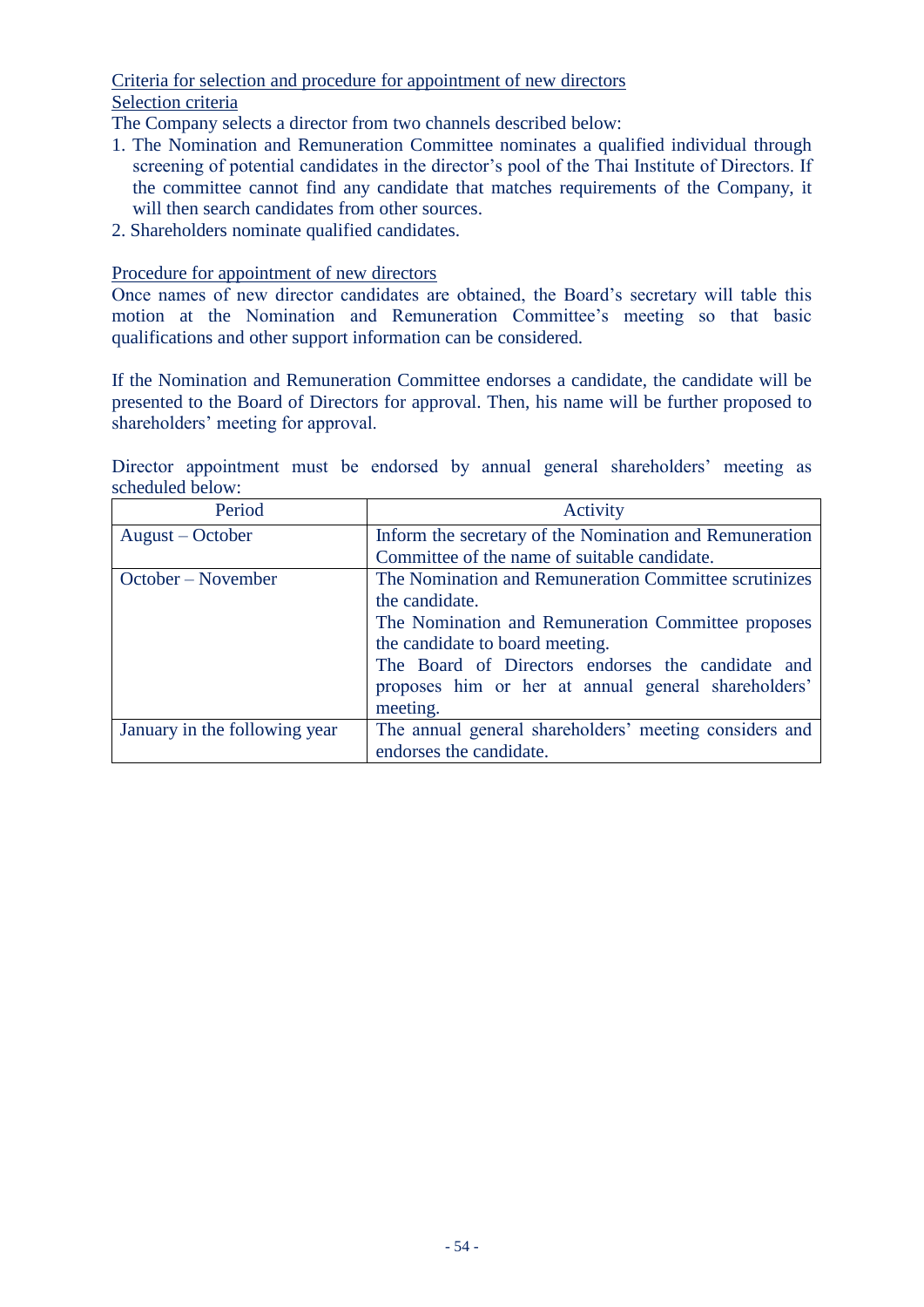Criteria for selection and procedure for appointment of new directors

Selection criteria

The Company selects a director from two channels described below:

1. The Nomination and Remuneration Committee nominates a qualified individual through screening of potential candidates in the director's pool of the Thai Institute of Directors. If the committee cannot find any candidate that matches requirements of the Company, it will then search candidates from other sources.
2. Shareholders nominate qualified candidates.

Procedure for appointment of new directors

Once names of new director candidates are obtained, the Board's secretary will table this motion at the Nomination and Remuneration Committee's meeting so that basic qualifications and other support information can be considered.

If the Nomination and Remuneration Committee endorses a candidate, the candidate will be presented to the Board of Directors for approval. Then, his name will be further proposed to shareholders' meeting for approval.

Director appointment must be endorsed by annual general shareholders' meeting as scheduled below:

| Period | Activity |
|---|---|
| August – October | Inform the secretary of the Nomination and Remuneration Committee of the name of suitable candidate. |
| October – November | The Nomination and Remuneration Committee scrutinizes the candidate.<br>The Nomination and Remuneration Committee proposes the candidate to board meeting.<br>The Board of Directors endorses the candidate and proposes him or her at annual general shareholders' meeting. |
| January in the following year | The annual general shareholders' meeting considers and endorses the candidate. |